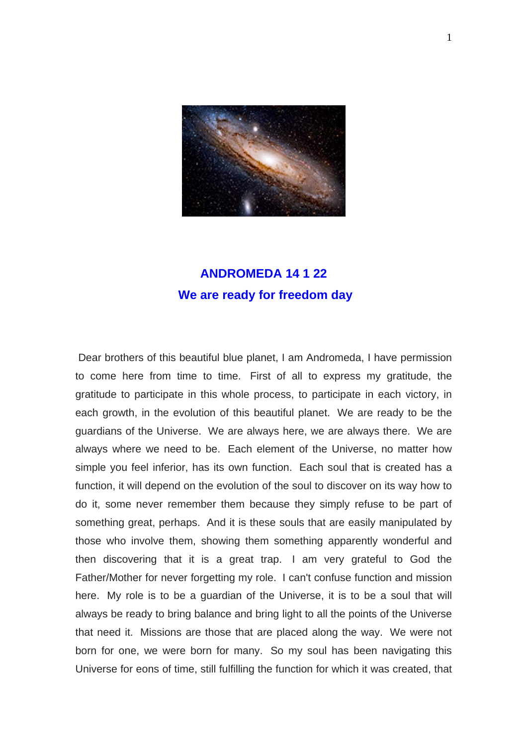# ANDROMEDA 14 1 22

## We are ready for freedom day

Dear brothers of this beautiful blue planet, I am Andromeda, I have permission to come here from time to time. First of all to express my gratitude, the gratitude to participate in this whole process, to participate in each victory, in each growth, in the evolution of this beautiful planet. We are ready to be the guardians of the Universe. We are always here, we are always there. We are always where we need to be. Each element of the Universe, no matter how simple you feel inferior, has its own function. Each soul that is created has a function, it will depend on the evolution of the soul to discover on its way how to do it, some never remember them because they simply refuse to be part of something great, perhaps. And it is these souls that are easily manipulated by those who involve them, showing them something apparently wonderful and then discovering that it is a great trap. I am very grateful to God the Father/Mother for never forgetting my role. I can't confuse function and mission here. My role is to be a guardian of the Universe, it is to be a soul that will always be ready to bring balance and bring light to all the points of the Universe that need it. Missions are those that are placed along the way. We were not born for one, we were born for many. So my soul has been navigating this Universe for eons of time, still fulfilling the function for which it was created, that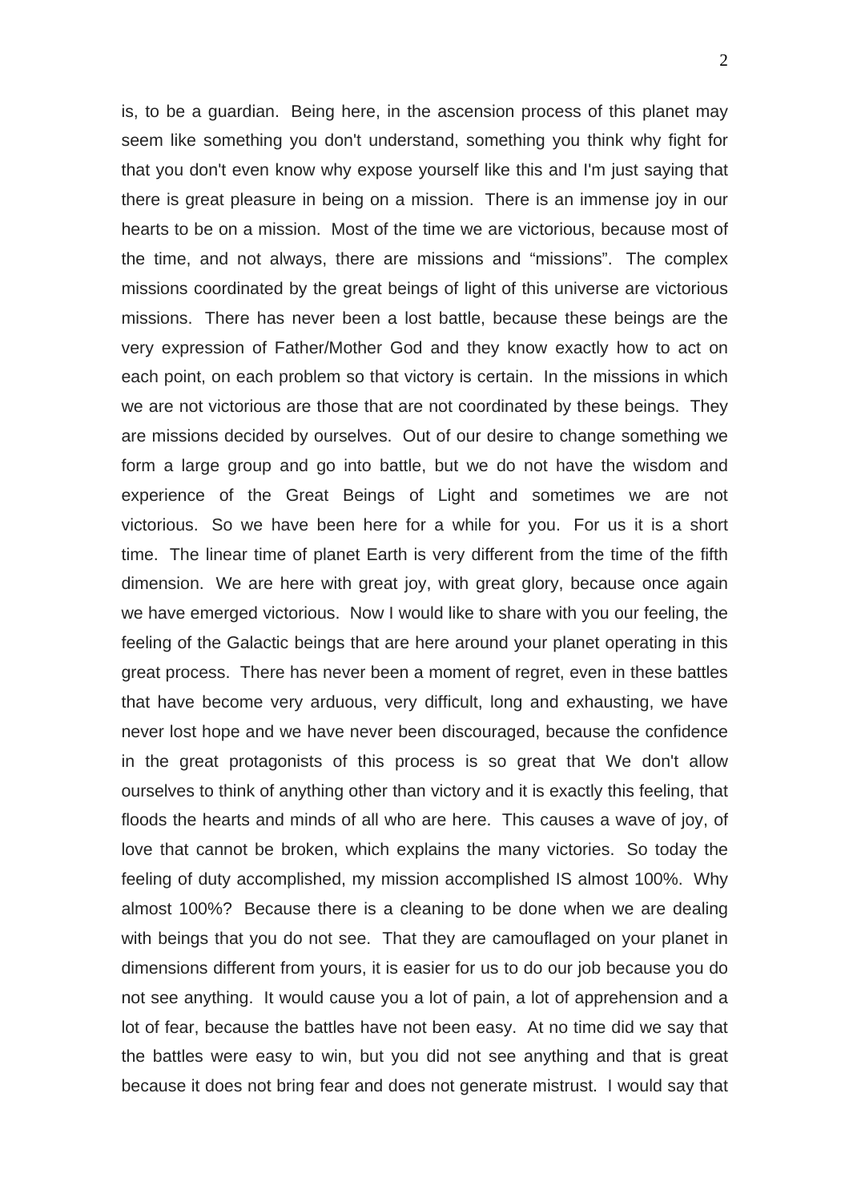is, to be a guardian. Being here, in the ascension process of this planet may seem like something you don't understand, something you think why fight for that you don't even know why expose yourself like this and I'm just saying that there is great pleasure in being on a mission. There is an immense joy in our hearts to be on a mission. Most of the time we are victorious, because most of the time, and not always, there are missions and "missions". The complex missions coordinated by the great beings of light of this universe are victorious missions. There has never been a lost battle, because these beings are the very expression of Father/Mother God and they know exactly how to act on each point, on each problem so that victory is certain. In the missions in which we are not victorious are those that are not coordinated by these beings. They are missions decided by ourselves. Out of our desire to change something we form a large group and go into battle, but we do not have the wisdom and experience of the Great Beings of Light and sometimes we are not victorious. So we have been here for a while for you. For us it is a short time. The linear time of planet Earth is very different from the time of the fifth dimension. We are here with great joy, with great glory, because once again we have emerged victorious. Now I would like to share with you our feeling, the feeling of the Galactic beings that are here around your planet operating in this great process. There has never been a moment of regret, even in these battles that have become very arduous, very difficult, long and exhausting, we have never lost hope and we have never been discouraged, because the confidence in the great protagonists of this process is so great that We don't allow ourselves to think of anything other than victory and it is exactly this feeling, that floods the hearts and minds of all who are here. This causes a wave of joy, of love that cannot be broken, which explains the many victories. So today the feeling of duty accomplished, my mission accomplished IS almost 100%. Why almost 100%? Because there is a cleaning to be done when we are dealing with beings that you do not see. That they are camouflaged on your planet in dimensions different from yours, it is easier for us to do our job because you do not see anything. It would cause you a lot of pain, a lot of apprehension and a lot of fear, because the battles have not been easy. At no time did we say that the battles were easy to win, but you did not see anything and that is great because it does not bring fear and does not generate mistrust. I would say that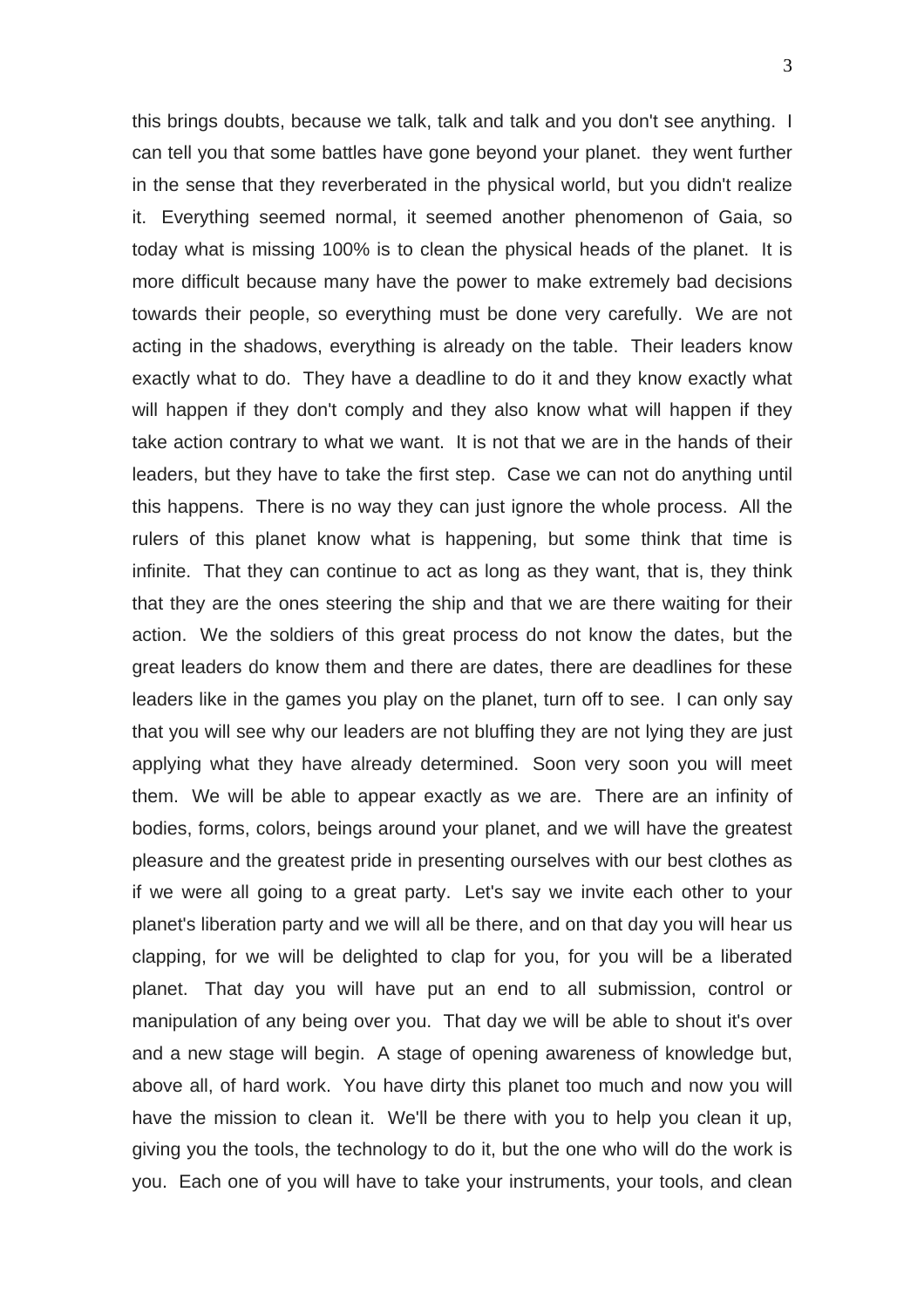this brings doubts, because we talk, talk and talk and you don't see anything. I can tell you that some battles have gone beyond your planet. they went further in the sense that they reverberated in the physical world, but you didn't realize it. Everything seemed normal, it seemed another phenomenon of Gaia, so today what is missing 100% is to clean the physical heads of the planet. It is more difficult because many have the power to make extremely bad decisions towards their people, so everything must be done very carefully. We are not acting in the shadows, everything is already on the table. Their leaders know exactly what to do. They have a deadline to do it and they know exactly what will happen if they don't comply and they also know what will happen if they take action contrary to what we want. It is not that we are in the hands of their leaders, but they have to take the first step. Case we can not do anything until this happens. There is no way they can just ignore the whole process. All the rulers of this planet know what is happening, but some think that time is infinite. That they can continue to act as long as they want, that is, they think that they are the ones steering the ship and that we are there waiting for their action. We the soldiers of this great process do not know the dates, but the great leaders do know them and there are dates, there are deadlines for these leaders like in the games you play on the planet, turn off to see. I can only say that you will see why our leaders are not bluffing they are not lying they are just applying what they have already determined. Soon very soon you will meet them. We will be able to appear exactly as we are. There are an infinity of bodies, forms, colors, beings around your planet, and we will have the greatest pleasure and the greatest pride in presenting ourselves with our best clothes as if we were all going to a great party. Let's say we invite each other to your planet's liberation party and we will all be there, and on that day you will hear us clapping, for we will be delighted to clap for you, for you will be a liberated planet. That day you will have put an end to all submission, control or manipulation of any being over you. That day we will be able to shout it's over and a new stage will begin. A stage of opening awareness of knowledge but, above all, of hard work. You have dirty this planet too much and now you will have the mission to clean it. We'll be there with you to help you clean it up, giving you the tools, the technology to do it, but the one who will do the work is you. Each one of you will have to take your instruments, your tools, and clean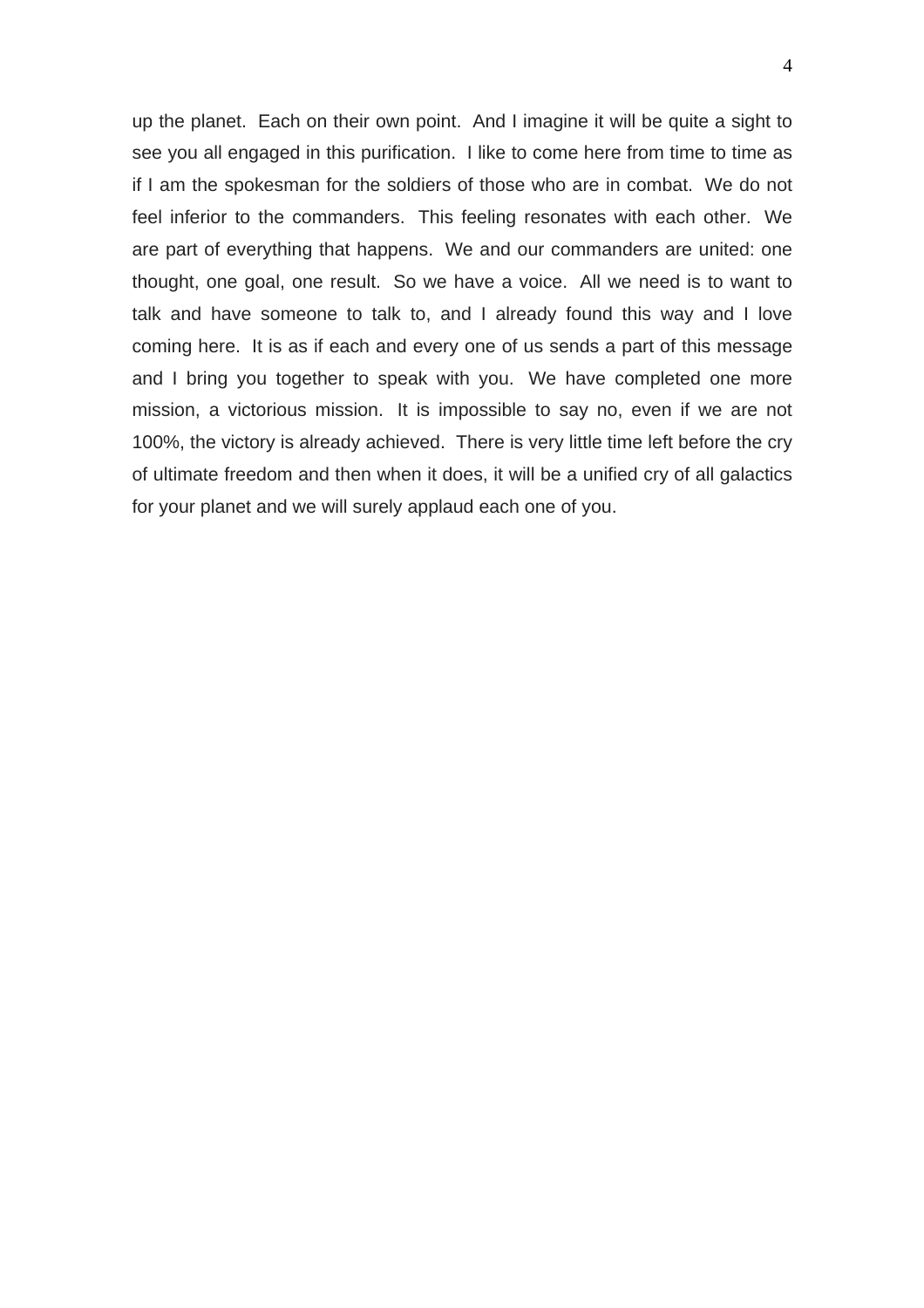up the planet.  Each on their own point.  And I imagine it will be quite a sight to see you all engaged in this purification.  I like to come here from time to time as if I am the spokesman for the soldiers of those who are in combat.  We do not feel inferior to the commanders.  This feeling resonates with each other.  We are part of everything that happens.  We and our commanders are united: one thought, one goal, one result.  So we have a voice.  All we need is to want to talk and have someone to talk to, and I already found this way and I love coming here.  It is as if each and every one of us sends a part of this message and I bring you together to speak with you.  We have completed one more mission, a victorious mission.  It is impossible to say no, even if we are not 100%, the victory is already achieved.  There is very little time left before the cry of ultimate freedom and then when it does, it will be a unified cry of all galactics for your planet and we will surely applaud each one of you.